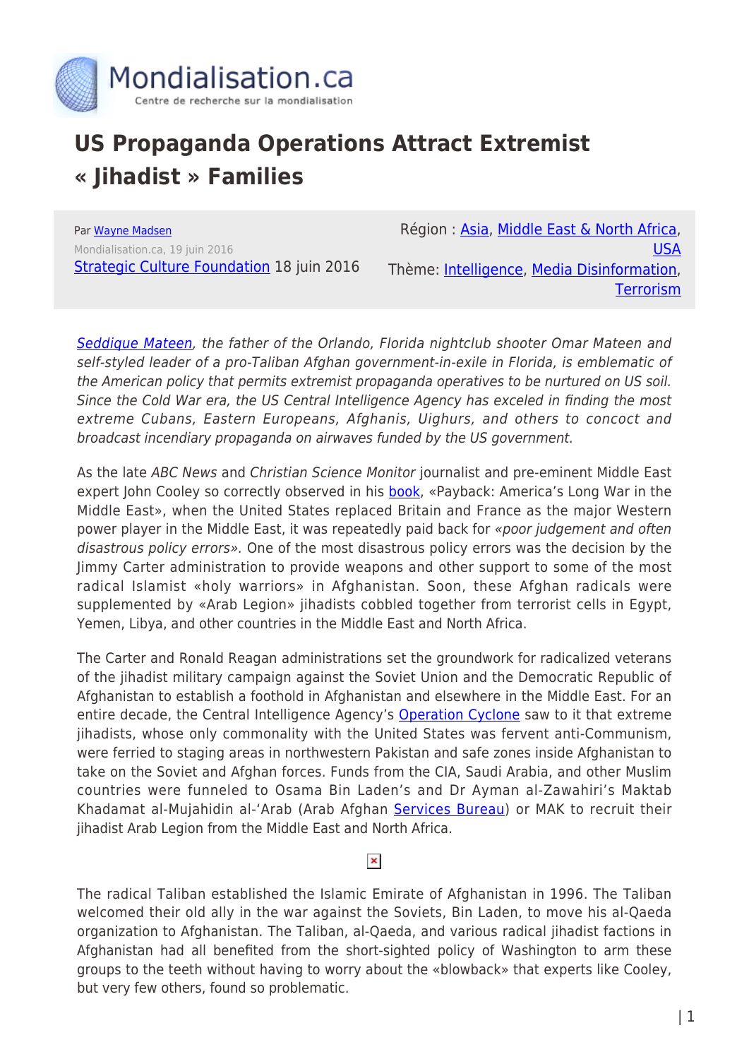# US Propaganda Operations Attract Extremist « Jihadist » Families

Par Wayne Madsen
Mondialisation.ca, 19 juin 2016
Strategic Culture Foundation 18 juin 2016

Région : Asia, Middle East & North Africa, USA
Thème: Intelligence, Media Disinformation, Terrorism

*Seddique Mateen, the father of the Orlando, Florida nightclub shooter Omar Mateen and self-styled leader of a pro-Taliban Afghan government-in-exile in Florida, is emblematic of the American policy that permits extremist propaganda operatives to be nurtured on US soil. Since the Cold War era, the US Central Intelligence Agency has exceled in finding the most extreme Cubans, Eastern Europeans, Afghanis, Uighurs, and others to concoct and broadcast incendiary propaganda on airwaves funded by the US government.*

As the late *ABC News* and *Christian Science Monitor* journalist and pre-eminent Middle East expert John Cooley so correctly observed in his book, «Payback: America's Long War in the Middle East», when the United States replaced Britain and France as the major Western power player in the Middle East, it was repeatedly paid back for *«poor judgement and often disastrous policy errors».* One of the most disastrous policy errors was the decision by the Jimmy Carter administration to provide weapons and other support to some of the most radical Islamist «holy warriors» in Afghanistan. Soon, these Afghan radicals were supplemented by «Arab Legion» jihadists cobbled together from terrorist cells in Egypt, Yemen, Libya, and other countries in the Middle East and North Africa.

The Carter and Ronald Reagan administrations set the groundwork for radicalized veterans of the jihadist military campaign against the Soviet Union and the Democratic Republic of Afghanistan to establish a foothold in Afghanistan and elsewhere in the Middle East. For an entire decade, the Central Intelligence Agency's Operation Cyclone saw to it that extreme jihadists, whose only commonality with the United States was fervent anti-Communism, were ferried to staging areas in northwestern Pakistan and safe zones inside Afghanistan to take on the Soviet and Afghan forces. Funds from the CIA, Saudi Arabia, and other Muslim countries were funneled to Osama Bin Laden's and Dr Ayman al-Zawahiri's Maktab Khadamat al-Mujahidin al-'Arab (Arab Afghan Services Bureau) or MAK to recruit their jihadist Arab Legion from the Middle East and North Africa.

The radical Taliban established the Islamic Emirate of Afghanistan in 1996. The Taliban welcomed their old ally in the war against the Soviets, Bin Laden, to move his al-Qaeda organization to Afghanistan. The Taliban, al-Qaeda, and various radical jihadist factions in Afghanistan had all benefited from the short-sighted policy of Washington to arm these groups to the teeth without having to worry about the «blowback» that experts like Cooley, but very few others, found so problematic.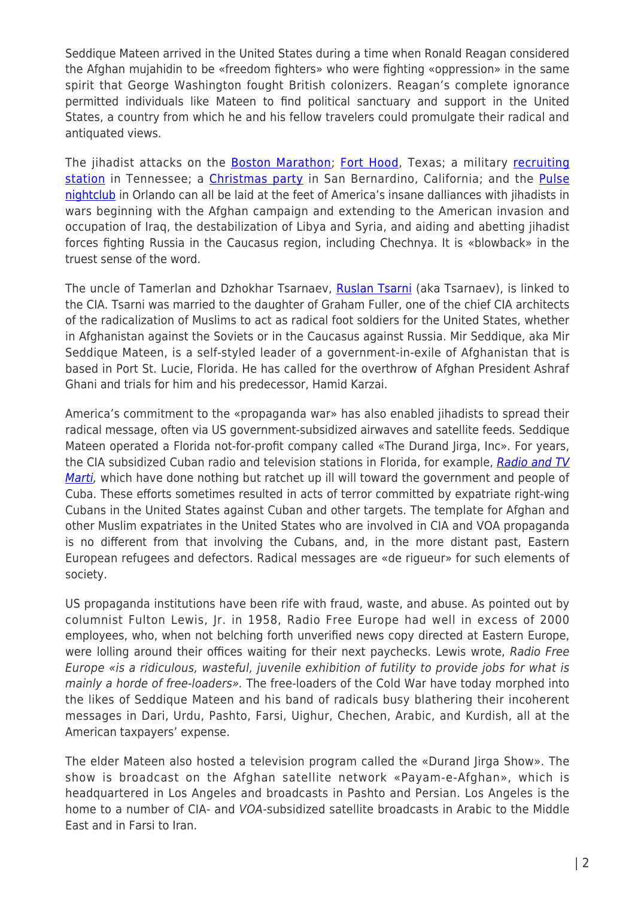Seddique Mateen arrived in the United States during a time when Ronald Reagan considered the Afghan mujahidin to be «freedom fighters» who were fighting «oppression» in the same spirit that George Washington fought British colonizers. Reagan's complete ignorance permitted individuals like Mateen to find political sanctuary and support in the United States, a country from which he and his fellow travelers could promulgate their radical and antiquated views.

The jihadist attacks on the Boston Marathon; Fort Hood, Texas; a military recruiting station in Tennessee; a Christmas party in San Bernardino, California; and the Pulse nightclub in Orlando can all be laid at the feet of America's insane dalliances with jihadists in wars beginning with the Afghan campaign and extending to the American invasion and occupation of Iraq, the destabilization of Libya and Syria, and aiding and abetting jihadist forces fighting Russia in the Caucasus region, including Chechnya. It is «blowback» in the truest sense of the word.

The uncle of Tamerlan and Dzhokhar Tsarnaev, Ruslan Tsarni (aka Tsarnaev), is linked to the CIA. Tsarni was married to the daughter of Graham Fuller, one of the chief CIA architects of the radicalization of Muslims to act as radical foot soldiers for the United States, whether in Afghanistan against the Soviets or in the Caucasus against Russia. Mir Seddique, aka Mir Seddique Mateen, is a self-styled leader of a government-in-exile of Afghanistan that is based in Port St. Lucie, Florida. He has called for the overthrow of Afghan President Ashraf Ghani and trials for him and his predecessor, Hamid Karzai.

America's commitment to the «propaganda war» has also enabled jihadists to spread their radical message, often via US government-subsidized airwaves and satellite feeds. Seddique Mateen operated a Florida not-for-profit company called «The Durand Jirga, Inc». For years, the CIA subsidized Cuban radio and television stations in Florida, for example, *Radio and TV Marti*, which have done nothing but ratchet up ill will toward the government and people of Cuba. These efforts sometimes resulted in acts of terror committed by expatriate right-wing Cubans in the United States against Cuban and other targets. The template for Afghan and other Muslim expatriates in the United States who are involved in CIA and VOA propaganda is no different from that involving the Cubans, and, in the more distant past, Eastern European refugees and defectors. Radical messages are «de rigueur» for such elements of society.

US propaganda institutions have been rife with fraud, waste, and abuse. As pointed out by columnist Fulton Lewis, Jr. in 1958, Radio Free Europe had well in excess of 2000 employees, who, when not belching forth unverified news copy directed at Eastern Europe, were lolling around their offices waiting for their next paychecks. Lewis wrote, *Radio Free Europe «is a ridiculous, wasteful, juvenile exhibition of futility to provide jobs for what is mainly a horde of free-loaders».* The free-loaders of the Cold War have today morphed into the likes of Seddique Mateen and his band of radicals busy blathering their incoherent messages in Dari, Urdu, Pashto, Farsi, Uighur, Chechen, Arabic, and Kurdish, all at the American taxpayers' expense.

The elder Mateen also hosted a television program called the «Durand Jirga Show». The show is broadcast on the Afghan satellite network «Payam-e-Afghan», which is headquartered in Los Angeles and broadcasts in Pashto and Persian. Los Angeles is the home to a number of CIA- and *VOA*-subsidized satellite broadcasts in Arabic to the Middle East and in Farsi to Iran.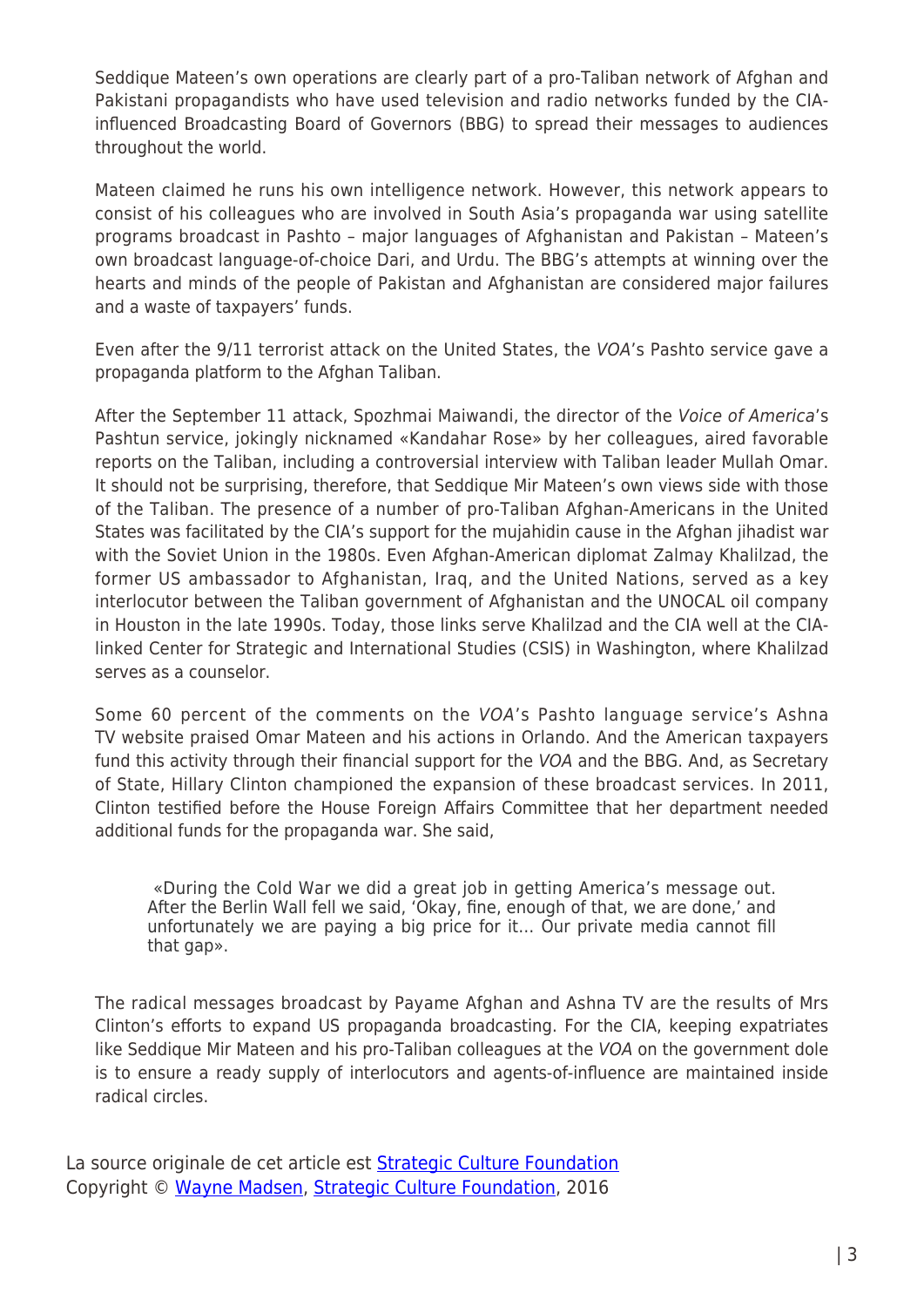Seddique Mateen's own operations are clearly part of a pro-Taliban network of Afghan and Pakistani propagandists who have used television and radio networks funded by the CIA-influenced Broadcasting Board of Governors (BBG) to spread their messages to audiences throughout the world.

Mateen claimed he runs his own intelligence network. However, this network appears to consist of his colleagues who are involved in South Asia's propaganda war using satellite programs broadcast in Pashto – major languages of Afghanistan and Pakistan – Mateen's own broadcast language-of-choice Dari, and Urdu. The BBG's attempts at winning over the hearts and minds of the people of Pakistan and Afghanistan are considered major failures and a waste of taxpayers' funds.

Even after the 9/11 terrorist attack on the United States, the *VOA*'s Pashto service gave a propaganda platform to the Afghan Taliban.

After the September 11 attack, Spozhmai Maiwandi, the director of the *Voice of America*'s Pashtun service, jokingly nicknamed «Kandahar Rose» by her colleagues, aired favorable reports on the Taliban, including a controversial interview with Taliban leader Mullah Omar. It should not be surprising, therefore, that Seddique Mir Mateen's own views side with those of the Taliban. The presence of a number of pro-Taliban Afghan-Americans in the United States was facilitated by the CIA's support for the mujahidin cause in the Afghan jihadist war with the Soviet Union in the 1980s. Even Afghan-American diplomat Zalmay Khalilzad, the former US ambassador to Afghanistan, Iraq, and the United Nations, served as a key interlocutor between the Taliban government of Afghanistan and the UNOCAL oil company in Houston in the late 1990s. Today, those links serve Khalilzad and the CIA well at the CIA-linked Center for Strategic and International Studies (CSIS) in Washington, where Khalilzad serves as a counselor.

Some 60 percent of the comments on the *VOA*'s Pashto language service's Ashna TV website praised Omar Mateen and his actions in Orlando. And the American taxpayers fund this activity through their financial support for the *VOA* and the BBG. And, as Secretary of State, Hillary Clinton championed the expansion of these broadcast services. In 2011, Clinton testified before the House Foreign Affairs Committee that her department needed additional funds for the propaganda war. She said,

> «During the Cold War we did a great job in getting America's message out. After the Berlin Wall fell we said, 'Okay, fine, enough of that, we are done,' and unfortunately we are paying a big price for it… Our private media cannot fill that gap».

The radical messages broadcast by Payame Afghan and Ashna TV are the results of Mrs Clinton's efforts to expand US propaganda broadcasting. For the CIA, keeping expatriates like Seddique Mir Mateen and his pro-Taliban colleagues at the *VOA* on the government dole is to ensure a ready supply of interlocutors and agents-of-influence are maintained inside radical circles.

La source originale de cet article est [Strategic Culture Foundation]
Copyright © [Wayne Madsen], [Strategic Culture Foundation], 2016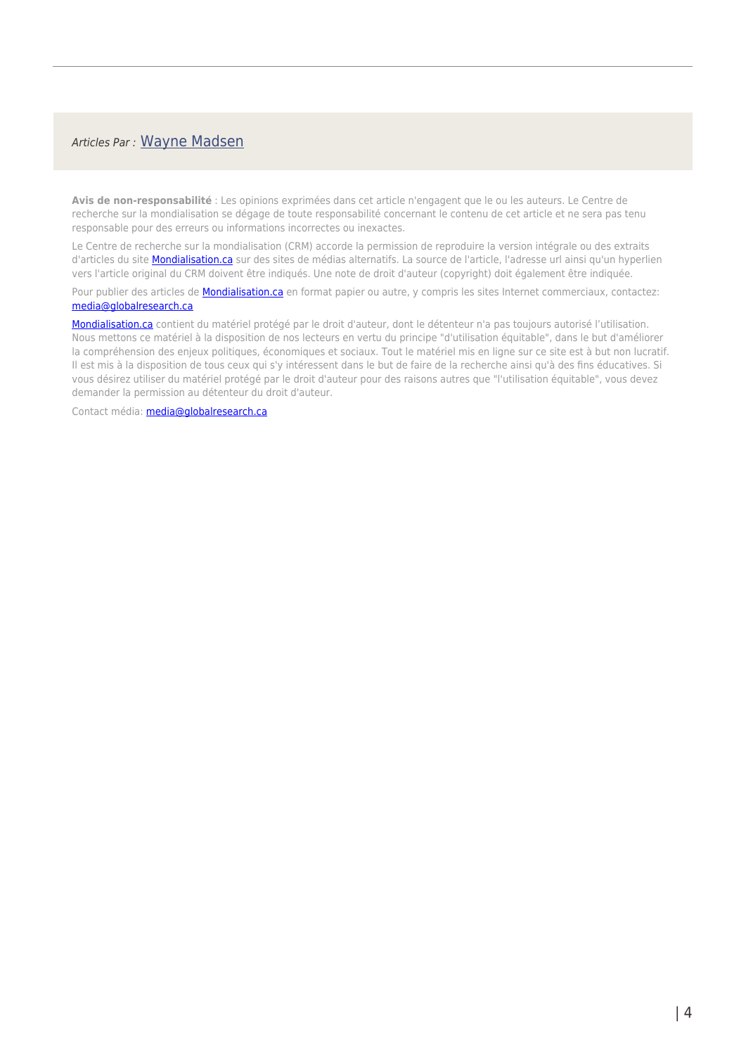*Articles Par :* [Wayne Madsen]

**Avis de non-responsabilité** : Les opinions exprimées dans cet article n'engagent que le ou les auteurs. Le Centre de recherche sur la mondialisation se dégage de toute responsabilité concernant le contenu de cet article et ne sera pas tenu responsable pour des erreurs ou informations incorrectes ou inexactes.

Le Centre de recherche sur la mondialisation (CRM) accorde la permission de reproduire la version intégrale ou des extraits d'articles du site Mondialisation.ca sur des sites de médias alternatifs. La source de l'article, l'adresse url ainsi qu'un hyperlien vers l'article original du CRM doivent être indiqués. Une note de droit d'auteur (copyright) doit également être indiquée.

Pour publier des articles de Mondialisation.ca en format papier ou autre, y compris les sites Internet commerciaux, contactez: media@globalresearch.ca

Mondialisation.ca contient du matériel protégé par le droit d'auteur, dont le détenteur n'a pas toujours autorisé l'utilisation. Nous mettons ce matériel à la disposition de nos lecteurs en vertu du principe "d'utilisation équitable", dans le but d'améliorer la compréhension des enjeux politiques, économiques et sociaux. Tout le matériel mis en ligne sur ce site est à but non lucratif. Il est mis à la disposition de tous ceux qui s'y intéressent dans le but de faire de la recherche ainsi qu'à des fins éducatives. Si vous désirez utiliser du matériel protégé par le droit d'auteur pour des raisons autres que "l'utilisation équitable", vous devez demander la permission au détenteur du droit d'auteur.

Contact média: media@globalresearch.ca